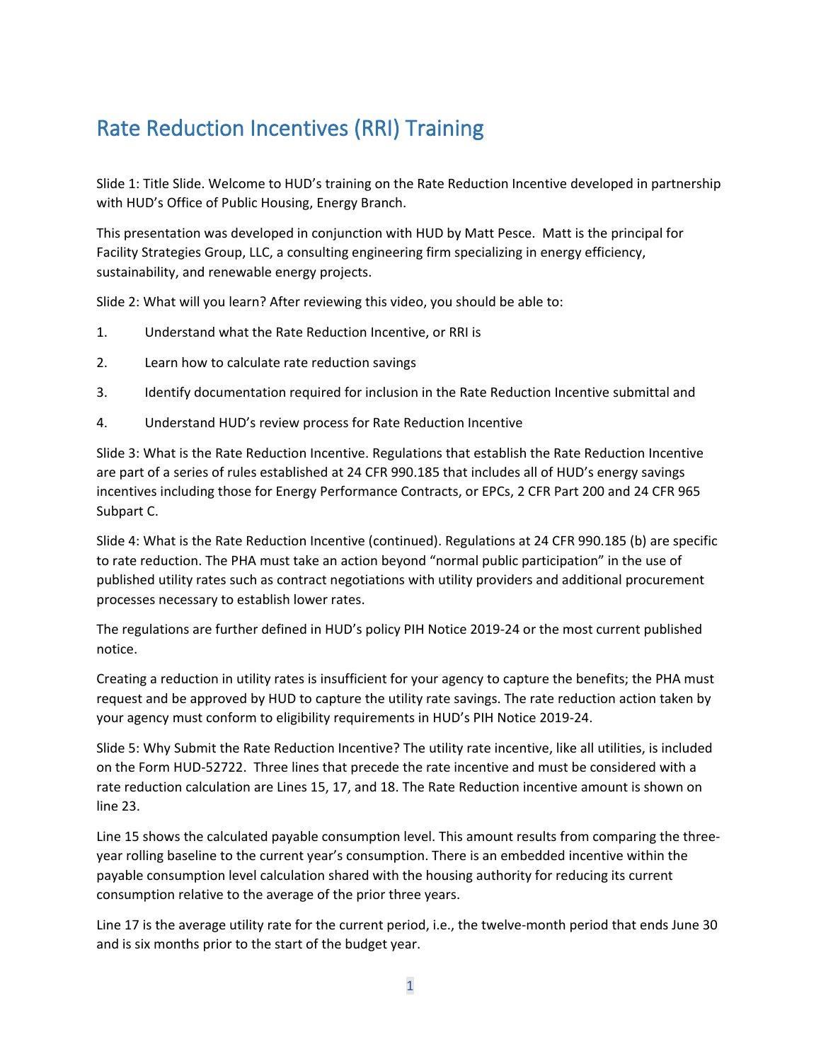# Rate Reduction Incentives (RRI) Training

Slide 1: Title Slide. Welcome to HUD's training on the Rate Reduction Incentive developed in partnership with HUD's Office of Public Housing, Energy Branch.

This presentation was developed in conjunction with HUD by Matt Pesce. Matt is the principal for Facility Strategies Group, LLC, a consulting engineering firm specializing in energy efficiency, sustainability, and renewable energy projects.

Slide 2: What will you learn? After reviewing this video, you should be able to:

1. Understand what the Rate Reduction Incentive, or RRI is
2. Learn how to calculate rate reduction savings
3. Identify documentation required for inclusion in the Rate Reduction Incentive submittal and
4. Understand HUD's review process for Rate Reduction Incentive

Slide 3: What is the Rate Reduction Incentive. Regulations that establish the Rate Reduction Incentive are part of a series of rules established at 24 CFR 990.185 that includes all of HUD's energy savings incentives including those for Energy Performance Contracts, or EPCs, 2 CFR Part 200 and 24 CFR 965 Subpart C.

Slide 4: What is the Rate Reduction Incentive (continued). Regulations at 24 CFR 990.185 (b) are specific to rate reduction. The PHA must take an action beyond "normal public participation" in the use of published utility rates such as contract negotiations with utility providers and additional procurement processes necessary to establish lower rates.

The regulations are further defined in HUD's policy PIH Notice 2019-24 or the most current published notice.

Creating a reduction in utility rates is insufficient for your agency to capture the benefits; the PHA must request and be approved by HUD to capture the utility rate savings. The rate reduction action taken by your agency must conform to eligibility requirements in HUD's PIH Notice 2019-24.

Slide 5: Why Submit the Rate Reduction Incentive? The utility rate incentive, like all utilities, is included on the Form HUD-52722. Three lines that precede the rate incentive and must be considered with a rate reduction calculation are Lines 15, 17, and 18. The Rate Reduction incentive amount is shown on line 23.

Line 15 shows the calculated payable consumption level. This amount results from comparing the three-year rolling baseline to the current year's consumption. There is an embedded incentive within the payable consumption level calculation shared with the housing authority for reducing its current consumption relative to the average of the prior three years.

Line 17 is the average utility rate for the current period, i.e., the twelve-month period that ends June 30 and is six months prior to the start of the budget year.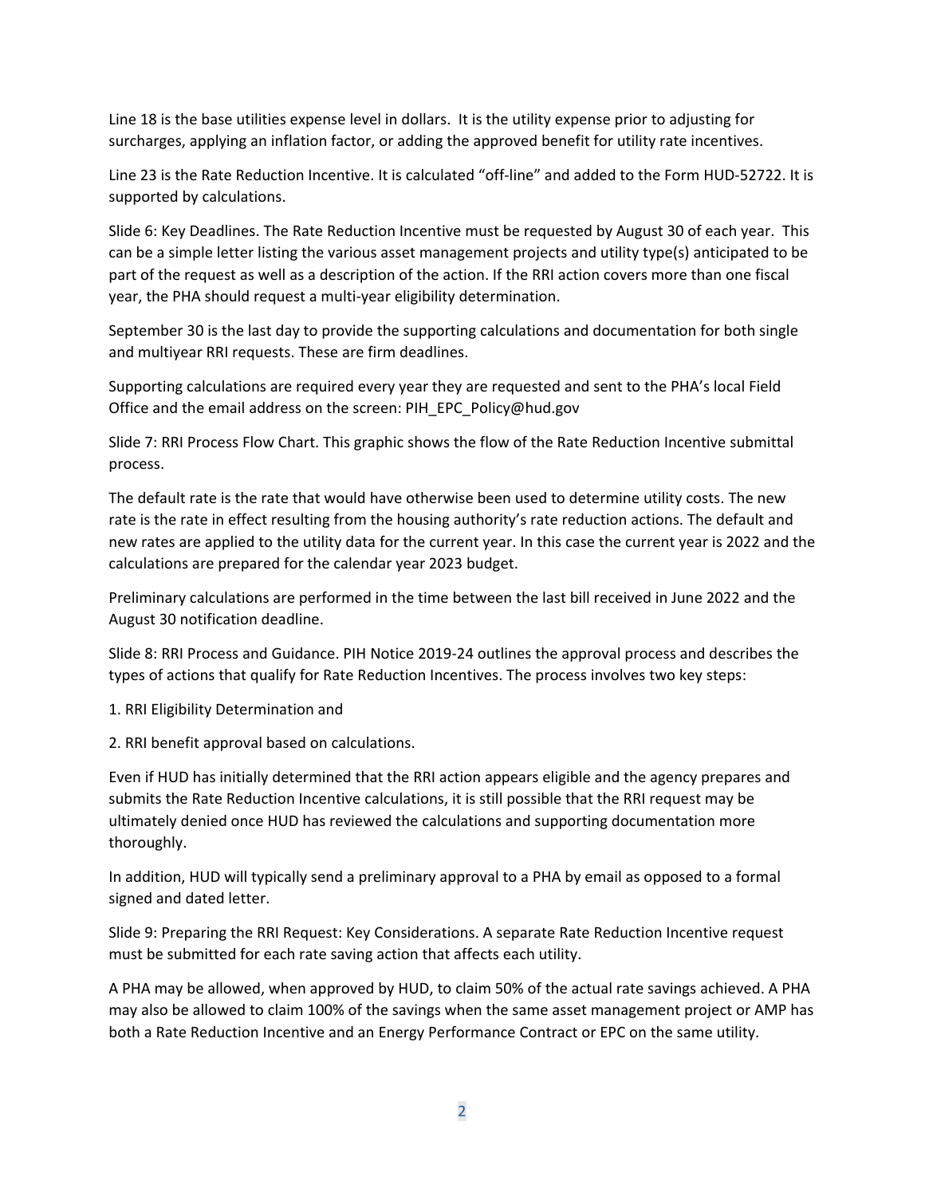Line 18 is the base utilities expense level in dollars. It is the utility expense prior to adjusting for surcharges, applying an inflation factor, or adding the approved benefit for utility rate incentives.

Line 23 is the Rate Reduction Incentive. It is calculated "off-line" and added to the Form HUD-52722. It is supported by calculations.

Slide 6: Key Deadlines. The Rate Reduction Incentive must be requested by August 30 of each year. This can be a simple letter listing the various asset management projects and utility type(s) anticipated to be part of the request as well as a description of the action. If the RRI action covers more than one fiscal year, the PHA should request a multi-year eligibility determination.

September 30 is the last day to provide the supporting calculations and documentation for both single and multiyear RRI requests. These are firm deadlines.

Supporting calculations are required every year they are requested and sent to the PHA's local Field Office and the email address on the screen: PIH_EPC_Policy@hud.gov

Slide 7: RRI Process Flow Chart. This graphic shows the flow of the Rate Reduction Incentive submittal process.

The default rate is the rate that would have otherwise been used to determine utility costs. The new rate is the rate in effect resulting from the housing authority's rate reduction actions. The default and new rates are applied to the utility data for the current year. In this case the current year is 2022 and the calculations are prepared for the calendar year 2023 budget.

Preliminary calculations are performed in the time between the last bill received in June 2022 and the August 30 notification deadline.

Slide 8: RRI Process and Guidance. PIH Notice 2019-24 outlines the approval process and describes the types of actions that qualify for Rate Reduction Incentives. The process involves two key steps:

1. RRI Eligibility Determination and

2. RRI benefit approval based on calculations.

Even if HUD has initially determined that the RRI action appears eligible and the agency prepares and submits the Rate Reduction Incentive calculations, it is still possible that the RRI request may be ultimately denied once HUD has reviewed the calculations and supporting documentation more thoroughly.

In addition, HUD will typically send a preliminary approval to a PHA by email as opposed to a formal signed and dated letter.

Slide 9: Preparing the RRI Request: Key Considerations. A separate Rate Reduction Incentive request must be submitted for each rate saving action that affects each utility.

A PHA may be allowed, when approved by HUD, to claim 50% of the actual rate savings achieved. A PHA may also be allowed to claim 100% of the savings when the same asset management project or AMP has both a Rate Reduction Incentive and an Energy Performance Contract or EPC on the same utility.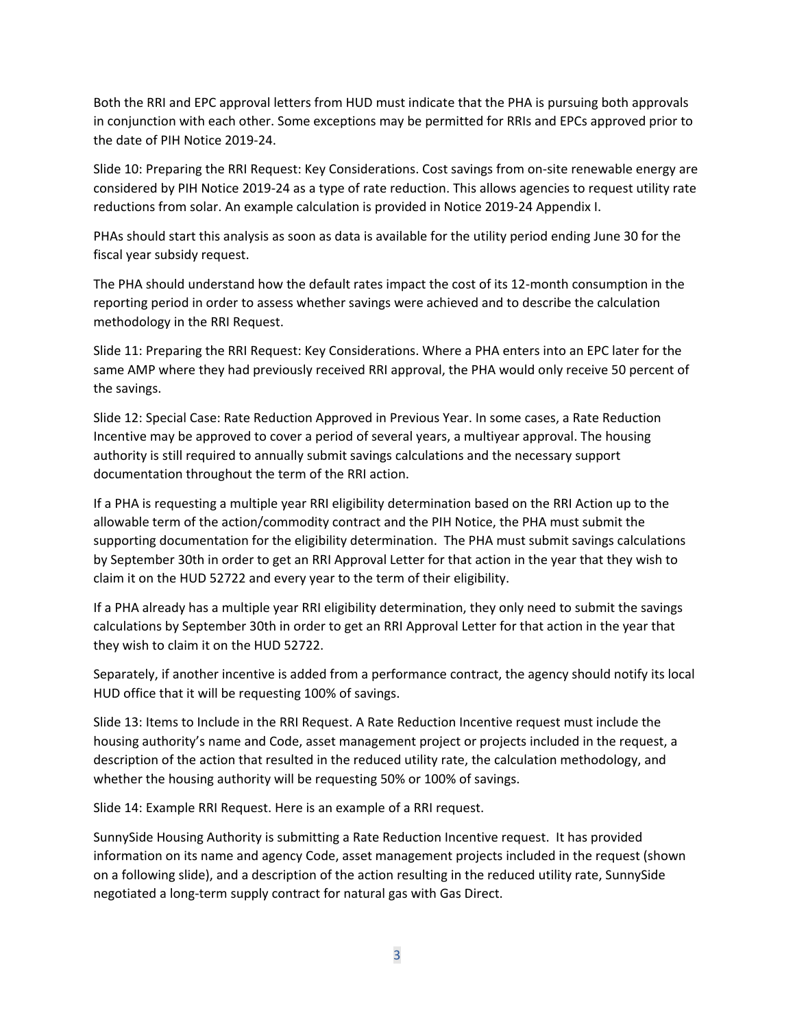Both the RRI and EPC approval letters from HUD must indicate that the PHA is pursuing both approvals in conjunction with each other. Some exceptions may be permitted for RRIs and EPCs approved prior to the date of PIH Notice 2019-24.

Slide 10: Preparing the RRI Request: Key Considerations. Cost savings from on-site renewable energy are considered by PIH Notice 2019-24 as a type of rate reduction. This allows agencies to request utility rate reductions from solar. An example calculation is provided in Notice 2019-24 Appendix I.

PHAs should start this analysis as soon as data is available for the utility period ending June 30 for the fiscal year subsidy request.

The PHA should understand how the default rates impact the cost of its 12-month consumption in the reporting period in order to assess whether savings were achieved and to describe the calculation methodology in the RRI Request.

Slide 11: Preparing the RRI Request: Key Considerations. Where a PHA enters into an EPC later for the same AMP where they had previously received RRI approval, the PHA would only receive 50 percent of the savings.

Slide 12: Special Case: Rate Reduction Approved in Previous Year. In some cases, a Rate Reduction Incentive may be approved to cover a period of several years, a multiyear approval. The housing authority is still required to annually submit savings calculations and the necessary support documentation throughout the term of the RRI action.

If a PHA is requesting a multiple year RRI eligibility determination based on the RRI Action up to the allowable term of the action/commodity contract and the PIH Notice, the PHA must submit the supporting documentation for the eligibility determination. The PHA must submit savings calculations by September 30th in order to get an RRI Approval Letter for that action in the year that they wish to claim it on the HUD 52722 and every year to the term of their eligibility.

If a PHA already has a multiple year RRI eligibility determination, they only need to submit the savings calculations by September 30th in order to get an RRI Approval Letter for that action in the year that they wish to claim it on the HUD 52722.

Separately, if another incentive is added from a performance contract, the agency should notify its local HUD office that it will be requesting 100% of savings.

Slide 13: Items to Include in the RRI Request. A Rate Reduction Incentive request must include the housing authority's name and Code, asset management project or projects included in the request, a description of the action that resulted in the reduced utility rate, the calculation methodology, and whether the housing authority will be requesting 50% or 100% of savings.

Slide 14: Example RRI Request. Here is an example of a RRI request.

SunnySide Housing Authority is submitting a Rate Reduction Incentive request. It has provided information on its name and agency Code, asset management projects included in the request (shown on a following slide), and a description of the action resulting in the reduced utility rate, SunnySide negotiated a long-term supply contract for natural gas with Gas Direct.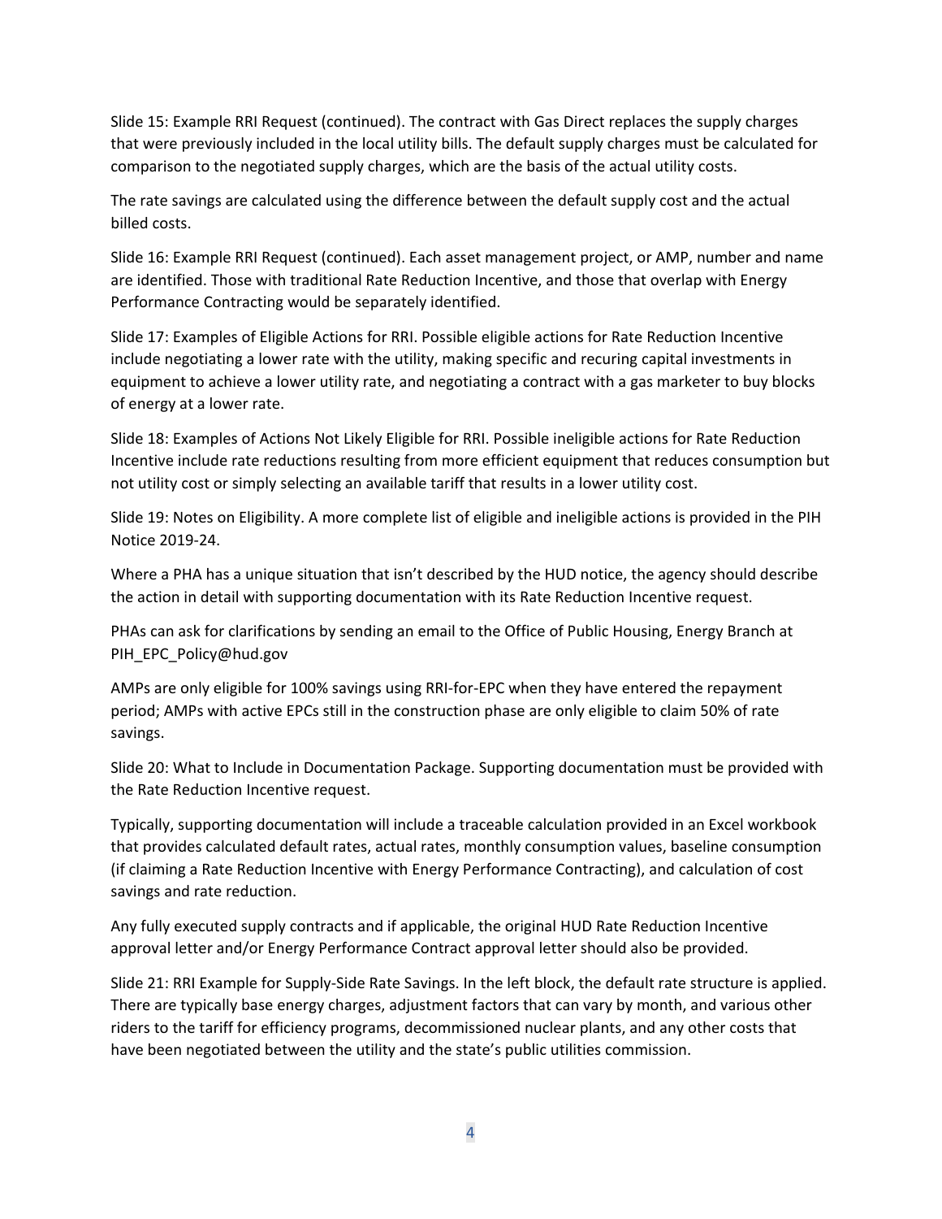Slide 15: Example RRI Request (continued). The contract with Gas Direct replaces the supply charges that were previously included in the local utility bills. The default supply charges must be calculated for comparison to the negotiated supply charges, which are the basis of the actual utility costs.

The rate savings are calculated using the difference between the default supply cost and the actual billed costs.

Slide 16: Example RRI Request (continued). Each asset management project, or AMP, number and name are identified. Those with traditional Rate Reduction Incentive, and those that overlap with Energy Performance Contracting would be separately identified.

Slide 17: Examples of Eligible Actions for RRI. Possible eligible actions for Rate Reduction Incentive include negotiating a lower rate with the utility, making specific and recuring capital investments in equipment to achieve a lower utility rate, and negotiating a contract with a gas marketer to buy blocks of energy at a lower rate.

Slide 18: Examples of Actions Not Likely Eligible for RRI. Possible ineligible actions for Rate Reduction Incentive include rate reductions resulting from more efficient equipment that reduces consumption but not utility cost or simply selecting an available tariff that results in a lower utility cost.

Slide 19: Notes on Eligibility. A more complete list of eligible and ineligible actions is provided in the PIH Notice 2019-24.

Where a PHA has a unique situation that isn't described by the HUD notice, the agency should describe the action in detail with supporting documentation with its Rate Reduction Incentive request.

PHAs can ask for clarifications by sending an email to the Office of Public Housing, Energy Branch at PIH_EPC_Policy@hud.gov

AMPs are only eligible for 100% savings using RRI-for-EPC when they have entered the repayment period; AMPs with active EPCs still in the construction phase are only eligible to claim 50% of rate savings.

Slide 20: What to Include in Documentation Package. Supporting documentation must be provided with the Rate Reduction Incentive request.

Typically, supporting documentation will include a traceable calculation provided in an Excel workbook that provides calculated default rates, actual rates, monthly consumption values, baseline consumption (if claiming a Rate Reduction Incentive with Energy Performance Contracting), and calculation of cost savings and rate reduction.

Any fully executed supply contracts and if applicable, the original HUD Rate Reduction Incentive approval letter and/or Energy Performance Contract approval letter should also be provided.

Slide 21: RRI Example for Supply-Side Rate Savings. In the left block, the default rate structure is applied. There are typically base energy charges, adjustment factors that can vary by month, and various other riders to the tariff for efficiency programs, decommissioned nuclear plants, and any other costs that have been negotiated between the utility and the state's public utilities commission.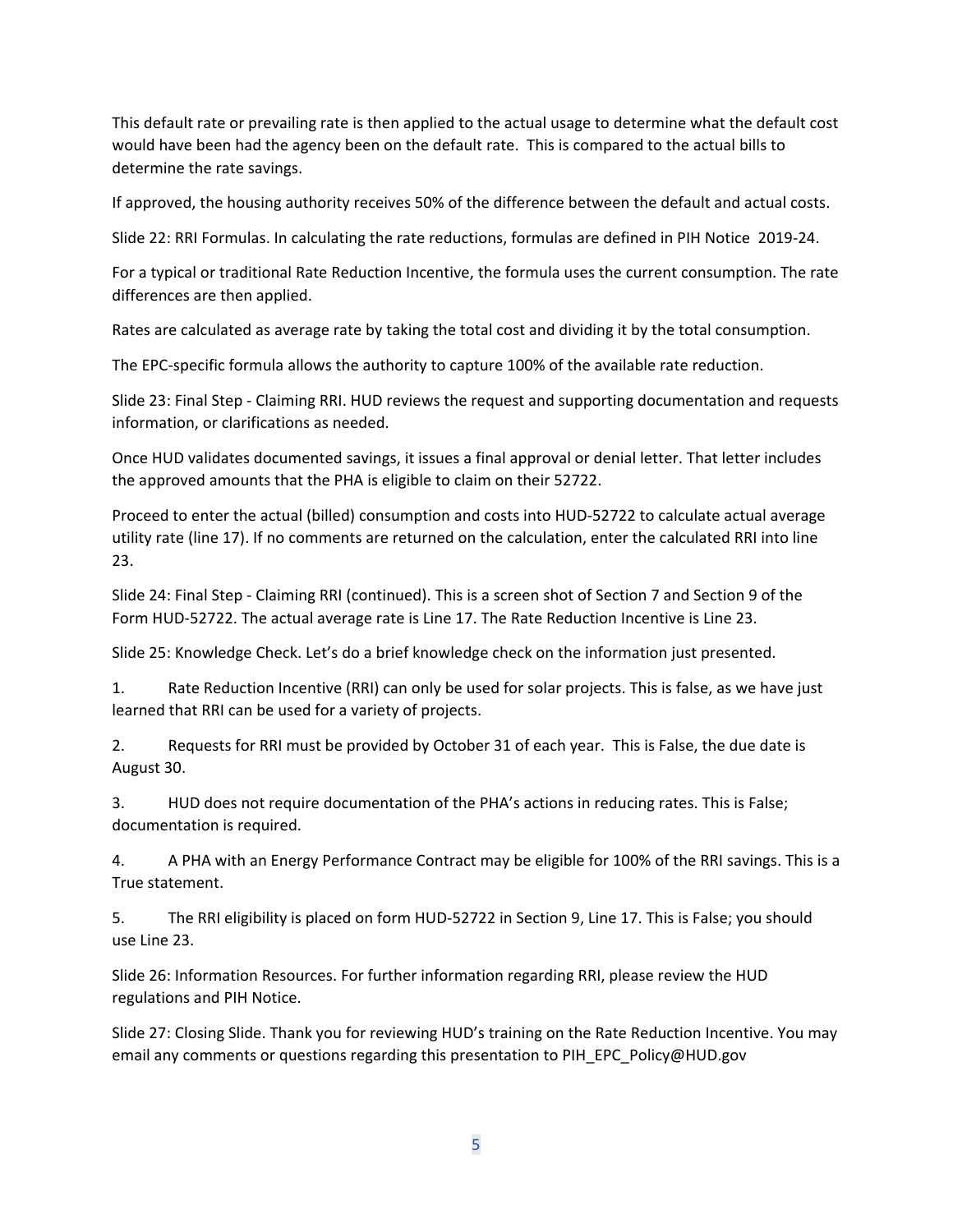This default rate or prevailing rate is then applied to the actual usage to determine what the default cost would have been had the agency been on the default rate. This is compared to the actual bills to determine the rate savings.

If approved, the housing authority receives 50% of the difference between the default and actual costs.

Slide 22: RRI Formulas. In calculating the rate reductions, formulas are defined in PIH Notice 2019-24.

For a typical or traditional Rate Reduction Incentive, the formula uses the current consumption. The rate differences are then applied.

Rates are calculated as average rate by taking the total cost and dividing it by the total consumption.

The EPC-specific formula allows the authority to capture 100% of the available rate reduction.

Slide 23: Final Step - Claiming RRI. HUD reviews the request and supporting documentation and requests information, or clarifications as needed.

Once HUD validates documented savings, it issues a final approval or denial letter. That letter includes the approved amounts that the PHA is eligible to claim on their 52722.

Proceed to enter the actual (billed) consumption and costs into HUD-52722 to calculate actual average utility rate (line 17). If no comments are returned on the calculation, enter the calculated RRI into line 23.

Slide 24: Final Step - Claiming RRI (continued). This is a screen shot of Section 7 and Section 9 of the Form HUD-52722. The actual average rate is Line 17. The Rate Reduction Incentive is Line 23.

Slide 25: Knowledge Check. Let's do a brief knowledge check on the information just presented.

1. Rate Reduction Incentive (RRI) can only be used for solar projects. This is false, as we have just learned that RRI can be used for a variety of projects.

2. Requests for RRI must be provided by October 31 of each year. This is False, the due date is August 30.

3. HUD does not require documentation of the PHA's actions in reducing rates. This is False; documentation is required.

4. A PHA with an Energy Performance Contract may be eligible for 100% of the RRI savings. This is a True statement.

5. The RRI eligibility is placed on form HUD-52722 in Section 9, Line 17. This is False; you should use Line 23.

Slide 26: Information Resources. For further information regarding RRI, please review the HUD regulations and PIH Notice.

Slide 27: Closing Slide. Thank you for reviewing HUD's training on the Rate Reduction Incentive. You may email any comments or questions regarding this presentation to PIH_EPC_Policy@HUD.gov